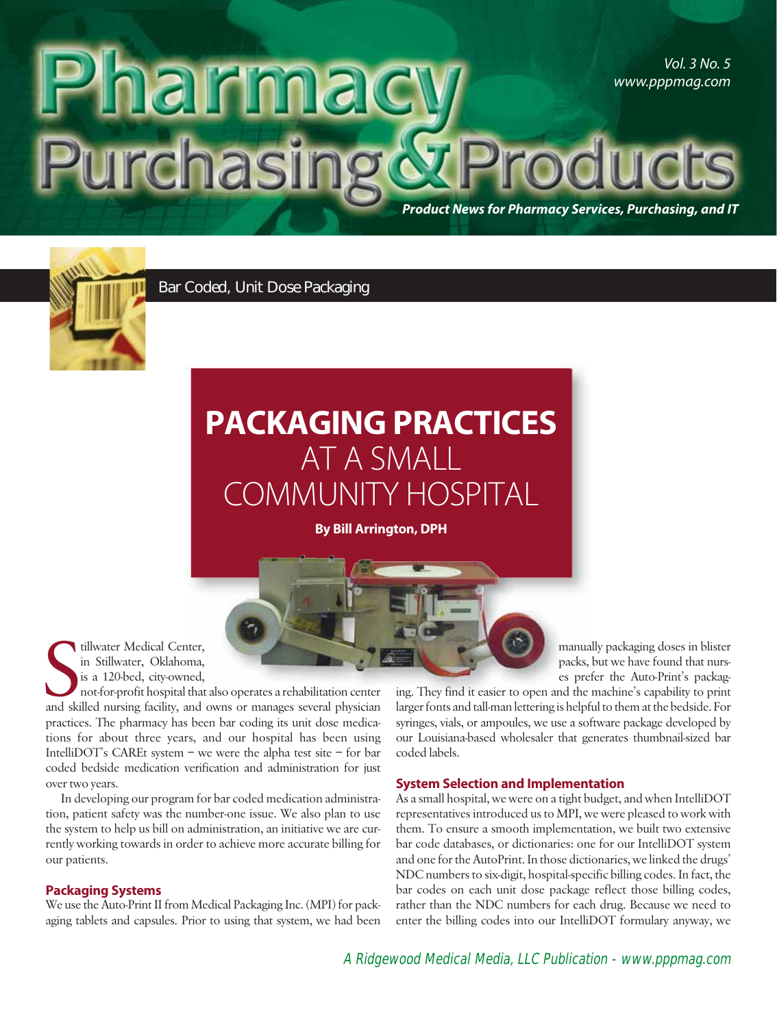Bar Coded, Unit Dose Packaging

# PACKAGING PRACTICES AT A SMALL COMMUNITY HOSPITAL

**By Bill Arrington, DPH**

Stillwater Medical Center, in Stillwater, Oklahoma, is a 120-bed, city-owned, not-for-profit hospital that also operates a rehabilitation center and skilled nursing facility, and owns or manages several physician practices. The pharmacy has been bar coding its unit dose medications for about three years, and our hospital has been using IntelliDOT's CAREt system – we were the alpha test site – for bar coded bedside medication verification and administration for just over two years.

In developing our program for bar coded medication administration, patient safety was the number-one issue. We also plan to use the system to help us bill on administration, an initiative we are currently working towards in order to achieve more accurate billing for our patients.

## Packaging Systems

We use the Auto-Print II from Medical Packaging Inc. (MPI) for packaging tablets and capsules. Prior to using that system, we had been manually packaging doses in blister packs, but we have found that nurses prefer the Auto-Print's packaging. They find it easier to open and the machine's capability to print larger fonts and tall-man lettering is helpful to them at the bedside. For syringes, vials, or ampoules, we use a software package developed by our Louisiana-based wholesaler that generates thumbnail-sized bar coded labels.

## System Selection and Implementation

As a small hospital, we were on a tight budget, and when IntelliDOT representatives introduced us to MPI, we were pleased to work with them. To ensure a smooth implementation, we built two extensive bar code databases, or dictionaries: one for our IntelliDOT system and one for the AutoPrint. In those dictionaries, we linked the drugs' NDC numbers to six-digit, hospital-specific billing codes. In fact, the bar codes on each unit dose package reflect those billing codes, rather than the NDC numbers for each drug. Because we need to enter the billing codes into our IntelliDOT formulary anyway, we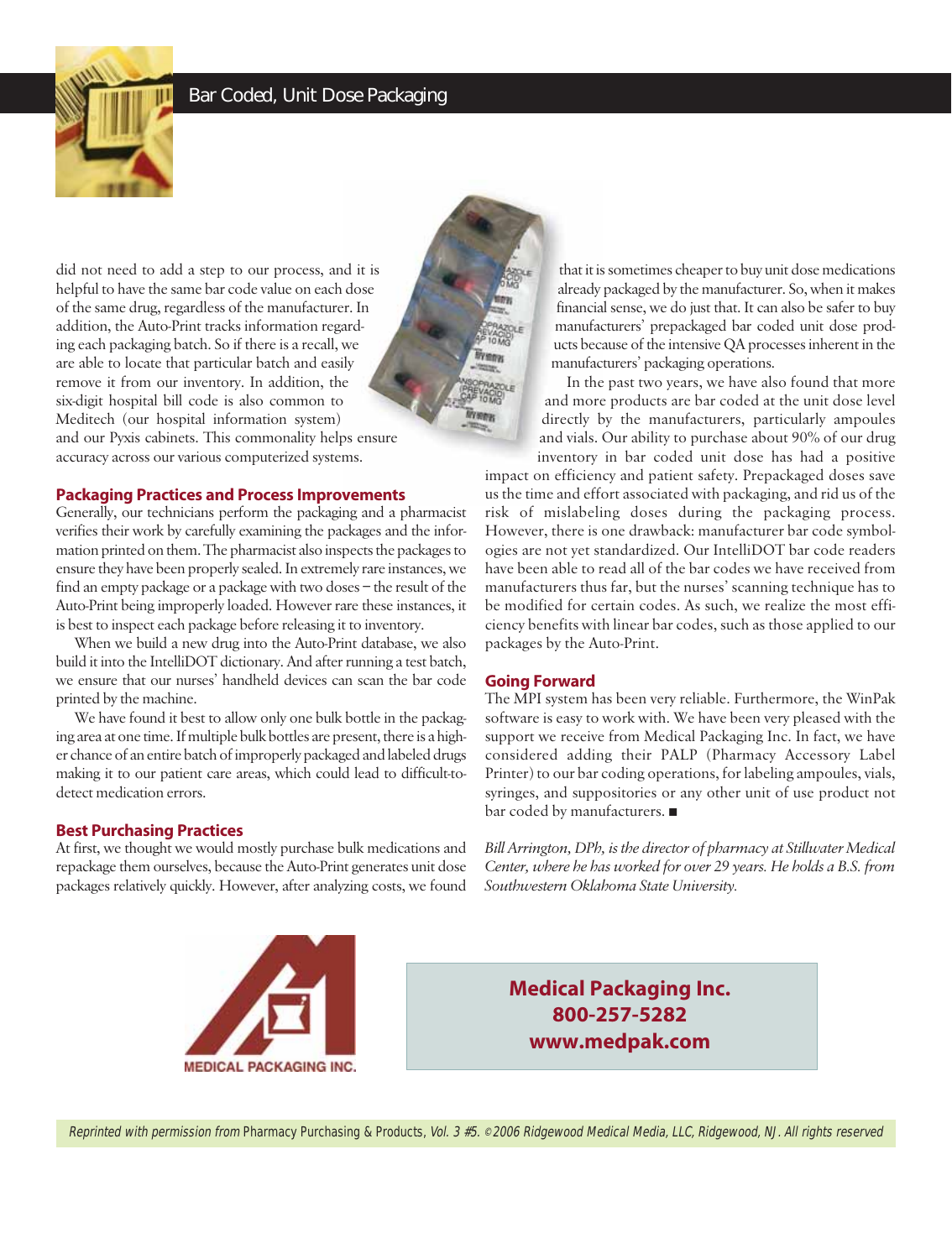did not need to add a step to our process, and it is helpful to have the same bar code value on each dose of the same drug, regardless of the manufacturer. In addition, the Auto-Print tracks information regarding each packaging batch. So if there is a recall, we are able to locate that particular batch and easily remove it from our inventory. In addition, the six-digit hospital bill code is also common to Meditech (our hospital information system) and our Pyxis cabinets. This commonality helps ensure accuracy across our various computerized systems.

## Packaging Practices and Process Improvements

Generally, our technicians perform the packaging and a pharmacist verifies their work by carefully examining the packages and the information printed on them. The pharmacist also inspects the packages to ensure they have been properly sealed. In extremely rare instances, we find an empty package or a package with two doses – the result of the Auto-Print being improperly loaded. However rare these instances, it is best to inspect each package before releasing it to inventory.

When we build a new drug into the Auto-Print database, we also build it into the IntelliDOT dictionary. And after running a test batch, we ensure that our nurses' handheld devices can scan the bar code printed by the machine.

We have found it best to allow only one bulk bottle in the packaging area at one time. If multiple bulk bottles are present, there is a higher chance of an entire batch of improperly packaged and labeled drugs making it to our patient care areas, which could lead to difficult-to-detect medication errors.

## Best Purchasing Practices

At first, we thought we would mostly purchase bulk medications and repackage them ourselves, because the Auto-Print generates unit dose packages relatively quickly. However, after analyzing costs, we found that it is sometimes cheaper to buy unit dose medications already packaged by the manufacturer. So, when it makes financial sense, we do just that. It can also be safer to buy manufacturers' prepackaged bar coded unit dose products because of the intensive QA processes inherent in the manufacturers' packaging operations.

In the past two years, we have also found that more and more products are bar coded at the unit dose level directly by the manufacturers, particularly ampoules and vials. Our ability to purchase about 90% of our drug inventory in bar coded unit dose has had a positive impact on efficiency and patient safety. Prepackaged doses save us the time and effort associated with packaging, and rid us of the risk of mislabeling doses during the packaging process. However, there is one drawback: manufacturer bar code symbologies are not yet standardized. Our IntelliDOT bar code readers have been able to read all of the bar codes we have received from manufacturers thus far, but the nurses' scanning technique has to be modified for certain codes. As such, we realize the most efficiency benefits with linear bar codes, such as those applied to our packages by the Auto-Print.

## Going Forward

The MPI system has been very reliable. Furthermore, the WinPak software is easy to work with. We have been very pleased with the support we receive from Medical Packaging Inc. In fact, we have considered adding their PALP (Pharmacy Accessory Label Printer) to our bar coding operations, for labeling ampoules, vials, syringes, and suppositories or any other unit of use product not bar coded by manufacturers. ■

*Bill Arrington, DPh, is the director of pharmacy at Stillwater Medical Center, where he has worked for over 29 years. He holds a B.S. from Southwestern Oklahoma State University.*

MEDICAL PACKAGING INC.

**Medical Packaging Inc.**
**800-257-5282**
**www.medpak.com**

*Reprinted with permission from* Pharmacy Purchasing & Products, *Vol. 3 #5. ©2006 Ridgewood Medical Media, LLC, Ridgewood, NJ. All rights reserved*